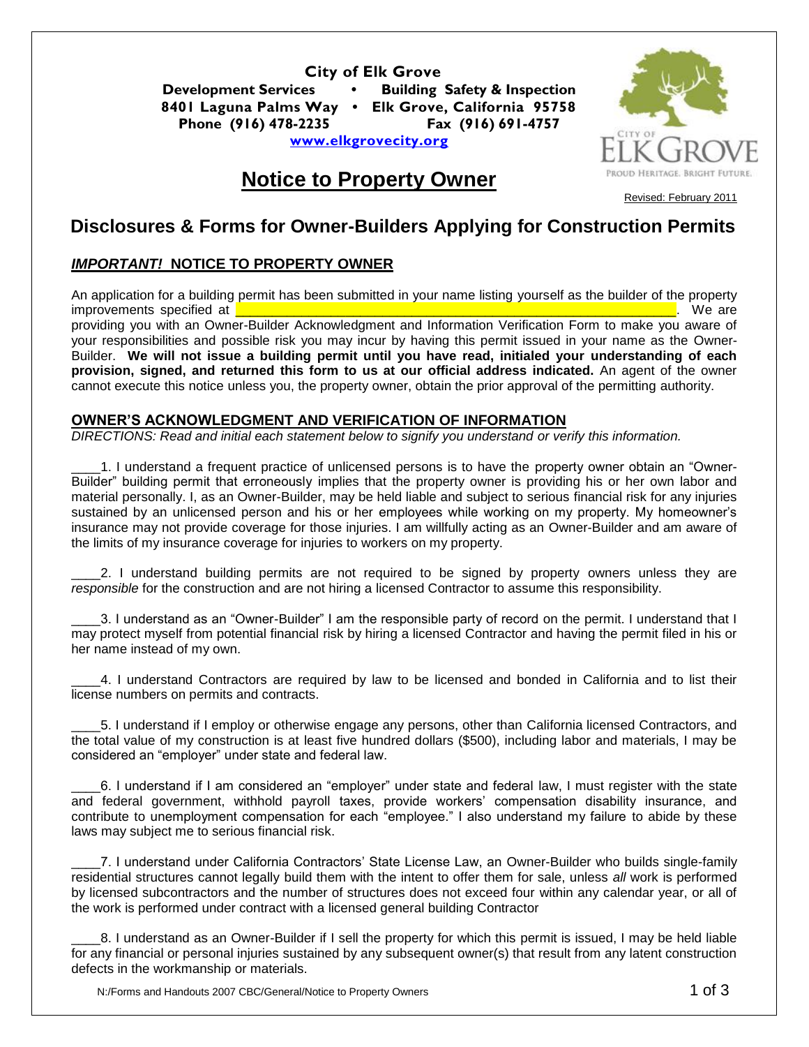**City of Elk Grove**
**Development Services • Building Safety & Inspection**
**8401 Laguna Palms Way • Elk Grove, California 95758**
**Phone (916) 478-2235 Fax (916) 691-4757**
**www.elkgrovecity.org**

# Notice to Property Owner

Revised: February 2011

## Disclosures & Forms for Owner-Builders Applying for Construction Permits

### *IMPORTANT!* NOTICE TO PROPERTY OWNER

An application for a building permit has been submitted in your name listing yourself as the builder of the property improvements specified at ______________________________________________. We are providing you with an Owner-Builder Acknowledgment and Information Verification Form to make you aware of your responsibilities and possible risk you may incur by having this permit issued in your name as the Owner-Builder. **We will not issue a building permit until you have read, initialed your understanding of each provision, signed, and returned this form to us at our official address indicated.** An agent of the owner cannot execute this notice unless you, the property owner, obtain the prior approval of the permitting authority.

### OWNER'S ACKNOWLEDGMENT AND VERIFICATION OF INFORMATION

*DIRECTIONS: Read and initial each statement below to signify you understand or verify this information.*

____1. I understand a frequent practice of unlicensed persons is to have the property owner obtain an "Owner-Builder" building permit that erroneously implies that the property owner is providing his or her own labor and material personally. I, as an Owner-Builder, may be held liable and subject to serious financial risk for any injuries sustained by an unlicensed person and his or her employees while working on my property. My homeowner's insurance may not provide coverage for those injuries. I am willfully acting as an Owner-Builder and am aware of the limits of my insurance coverage for injuries to workers on my property.

____2. I understand building permits are not required to be signed by property owners unless they are *responsible* for the construction and are not hiring a licensed Contractor to assume this responsibility.

____3. I understand as an "Owner-Builder" I am the responsible party of record on the permit. I understand that I may protect myself from potential financial risk by hiring a licensed Contractor and having the permit filed in his or her name instead of my own.

____4. I understand Contractors are required by law to be licensed and bonded in California and to list their license numbers on permits and contracts.

____5. I understand if I employ or otherwise engage any persons, other than California licensed Contractors, and the total value of my construction is at least five hundred dollars ($500), including labor and materials, I may be considered an "employer" under state and federal law.

____6. I understand if I am considered an "employer" under state and federal law, I must register with the state and federal government, withhold payroll taxes, provide workers' compensation disability insurance, and contribute to unemployment compensation for each "employee." I also understand my failure to abide by these laws may subject me to serious financial risk.

____7. I understand under California Contractors' State License Law, an Owner-Builder who builds single-family residential structures cannot legally build them with the intent to offer them for sale, unless *all* work is performed by licensed subcontractors and the number of structures does not exceed four within any calendar year, or all of the work is performed under contract with a licensed general building Contractor

____8. I understand as an Owner-Builder if I sell the property for which this permit is issued, I may be held liable for any financial or personal injuries sustained by any subsequent owner(s) that result from any latent construction defects in the workmanship or materials.

N:/Forms and Handouts 2007 CBC/General/Notice to Property Owners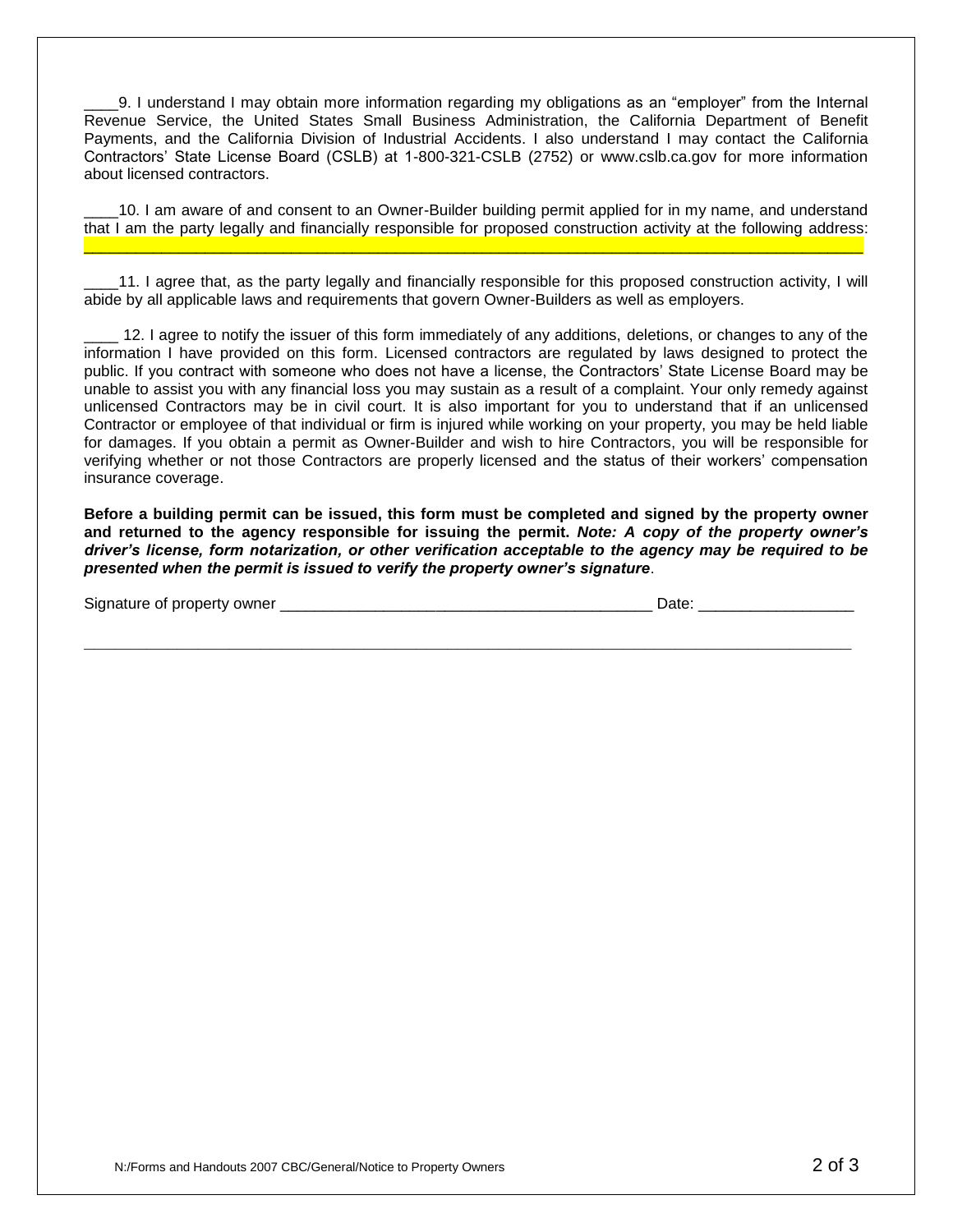____9. I understand I may obtain more information regarding my obligations as an "employer" from the Internal Revenue Service, the United States Small Business Administration, the California Department of Benefit Payments, and the California Division of Industrial Accidents. I also understand I may contact the California Contractors' State License Board (CSLB) at 1-800-321-CSLB (2752) or www.cslb.ca.gov for more information about licensed contractors.

____10. I am aware of and consent to an Owner-Builder building permit applied for in my name, and understand that I am the party legally and financially responsible for proposed construction activity at the following address: ______________________________________________________________________________

____11. I agree that, as the party legally and financially responsible for this proposed construction activity, I will abide by all applicable laws and requirements that govern Owner-Builders as well as employers.

____ 12. I agree to notify the issuer of this form immediately of any additions, deletions, or changes to any of the information I have provided on this form. Licensed contractors are regulated by laws designed to protect the public. If you contract with someone who does not have a license, the Contractors' State License Board may be unable to assist you with any financial loss you may sustain as a result of a complaint. Your only remedy against unlicensed Contractors may be in civil court. It is also important for you to understand that if an unlicensed Contractor or employee of that individual or firm is injured while working on your property, you may be held liable for damages. If you obtain a permit as Owner-Builder and wish to hire Contractors, you will be responsible for verifying whether or not those Contractors are properly licensed and the status of their workers' compensation insurance coverage.

**Before a building permit can be issued, this form must be completed and signed by the property owner and returned to the agency responsible for issuing the permit.** ***Note: A copy of the property owner's driver's license, form notarization, or other verification acceptable to the agency may be required to be presented when the permit is issued to verify the property owner's signature***.

Signature of property owner ____________________________________________ Date: __________________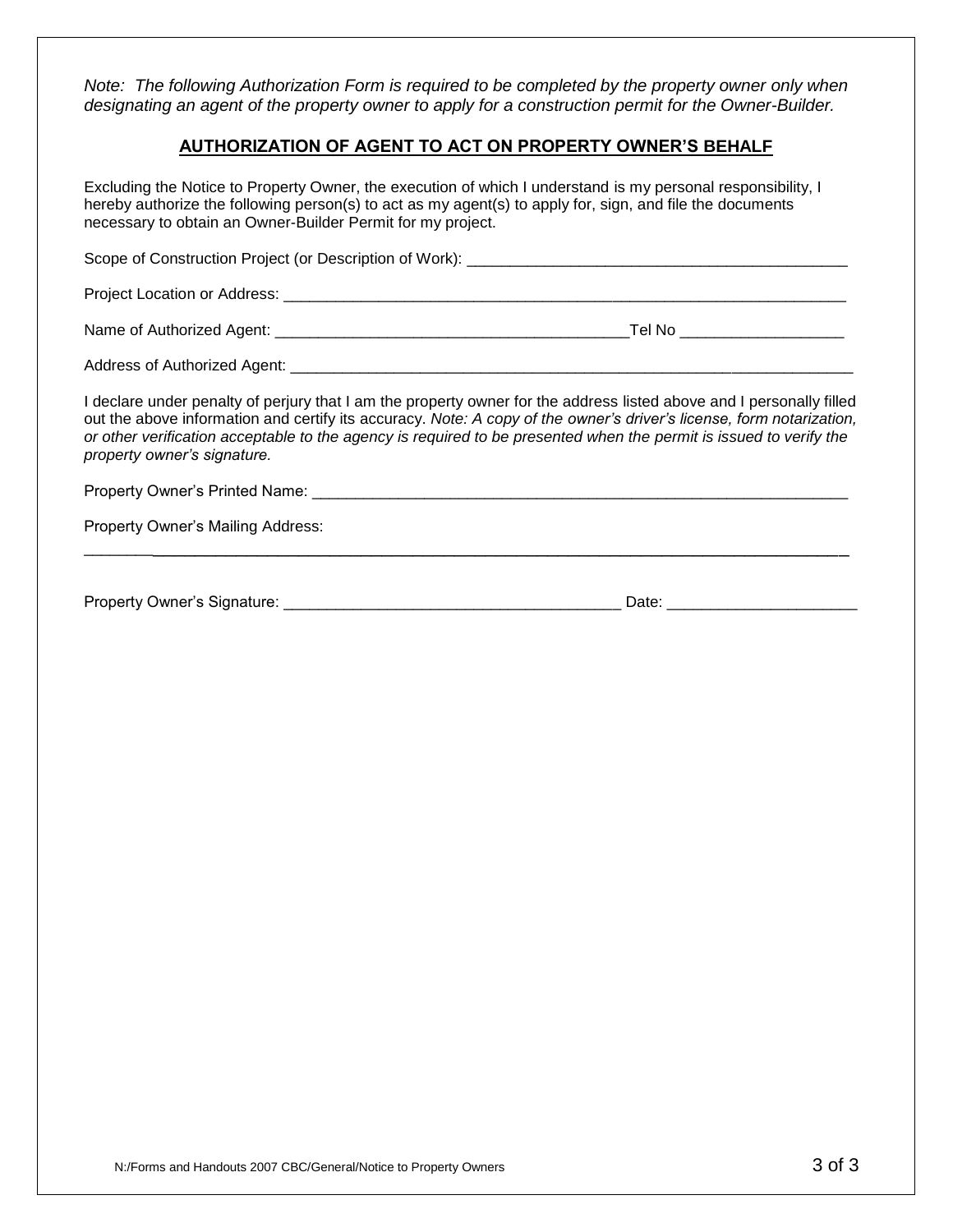*Note: The following Authorization Form is required to be completed by the property owner only when designating an agent of the property owner to apply for a construction permit for the Owner-Builder.*

## AUTHORIZATION OF AGENT TO ACT ON PROPERTY OWNER'S BEHALF

Excluding the Notice to Property Owner, the execution of which I understand is my personal responsibility, I hereby authorize the following person(s) to act as my agent(s) to apply for, sign, and file the documents necessary to obtain an Owner-Builder Permit for my project.

Scope of Construction Project (or Description of Work): _____________________________________________

Project Location or Address: _____________________________________________________________________

Name of Authorized Agent: _________________________________________Tel No ___________________

Address of Authorized Agent: _____________________________________________________________________

I declare under penalty of perjury that I am the property owner for the address listed above and I personally filled out the above information and certify its accuracy. *Note: A copy of the owner's driver's license, form notarization, or other verification acceptable to the agency is required to be presented when the permit is issued to verify the property owner's signature.*

Property Owner's Printed Name: __________________________________________________________________

Property Owner's Mailing Address:

_____________________________________________________________________________________________

Property Owner's Signature: _______________________________________ Date: _____________________